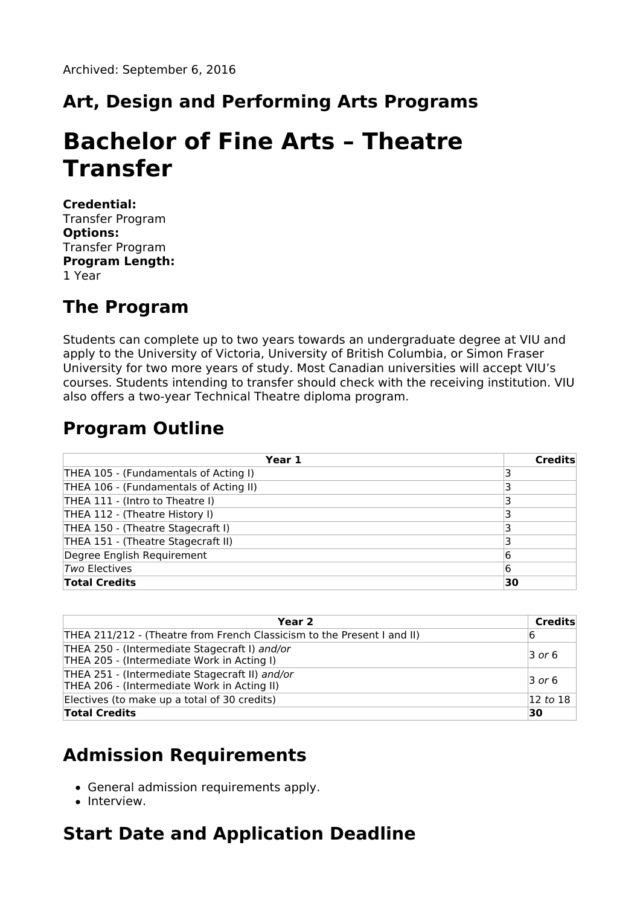Archived: September 6, 2016

## Art, Design and Performing Arts Programs

# Bachelor of Fine Arts – Theatre Transfer

**Credential:**
Transfer Program
**Options:**
Transfer Program
**Program Length:**
1 Year

## The Program

Students can complete up to two years towards an undergraduate degree at VIU and apply to the University of Victoria, University of British Columbia, or Simon Fraser University for two more years of study. Most Canadian universities will accept VIU's courses. Students intending to transfer should check with the receiving institution. VIU also offers a two-year Technical Theatre diploma program.

## Program Outline

| Year 1 | Credits |
|---|---|
| THEA 105 - (Fundamentals of Acting I) | 3 |
| THEA 106 - (Fundamentals of Acting II) | 3 |
| THEA 111 - (Intro to Theatre I) | 3 |
| THEA 112 - (Theatre History I) | 3 |
| THEA 150 - (Theatre Stagecraft I) | 3 |
| THEA 151 - (Theatre Stagecraft II) | 3 |
| Degree English Requirement | 6 |
| *Two* Electives | 6 |
| **Total Credits** | **30** |

| Year 2 | Credits |
|---|---|
| THEA 211/212 - (Theatre from French Classicism to the Present I and II) | 6 |
| THEA 250 - (Intermediate Stagecraft I) *and/or* THEA 205 - (Intermediate Work in Acting I) | 3 *or* 6 |
| THEA 251 - (Intermediate Stagecraft II) *and/or* THEA 206 - (Intermediate Work in Acting II) | 3 *or* 6 |
| Electives (to make up a total of 30 credits) | 12 *to* 18 |
| **Total Credits** | **30** |

## Admission Requirements

- General admission requirements apply.
- Interview.

## Start Date and Application Deadline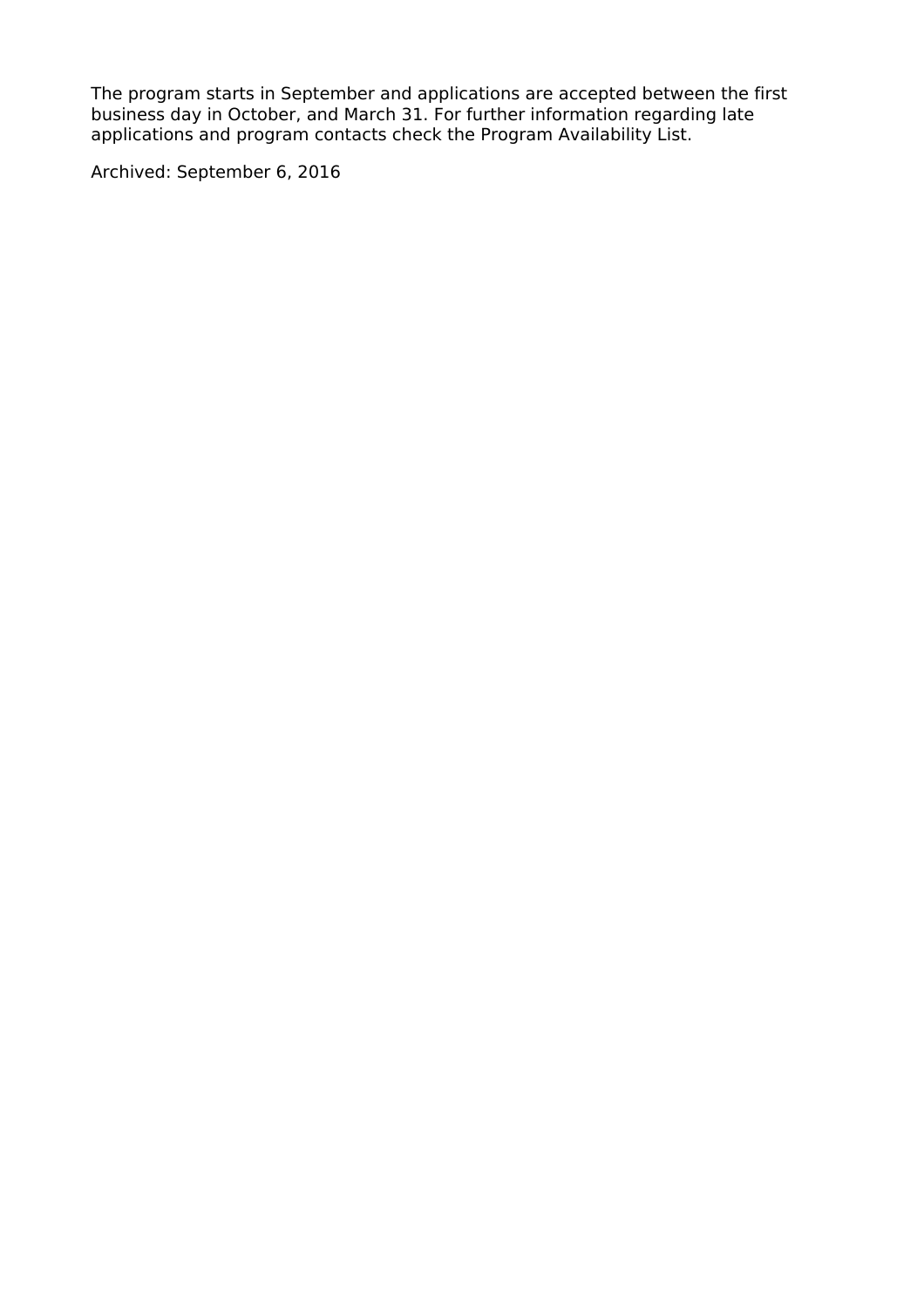The program starts in September and applications are accepted between the first business day in October, and March 31. For further information regarding late applications and program contacts check the Program Availability List.

Archived: September 6, 2016